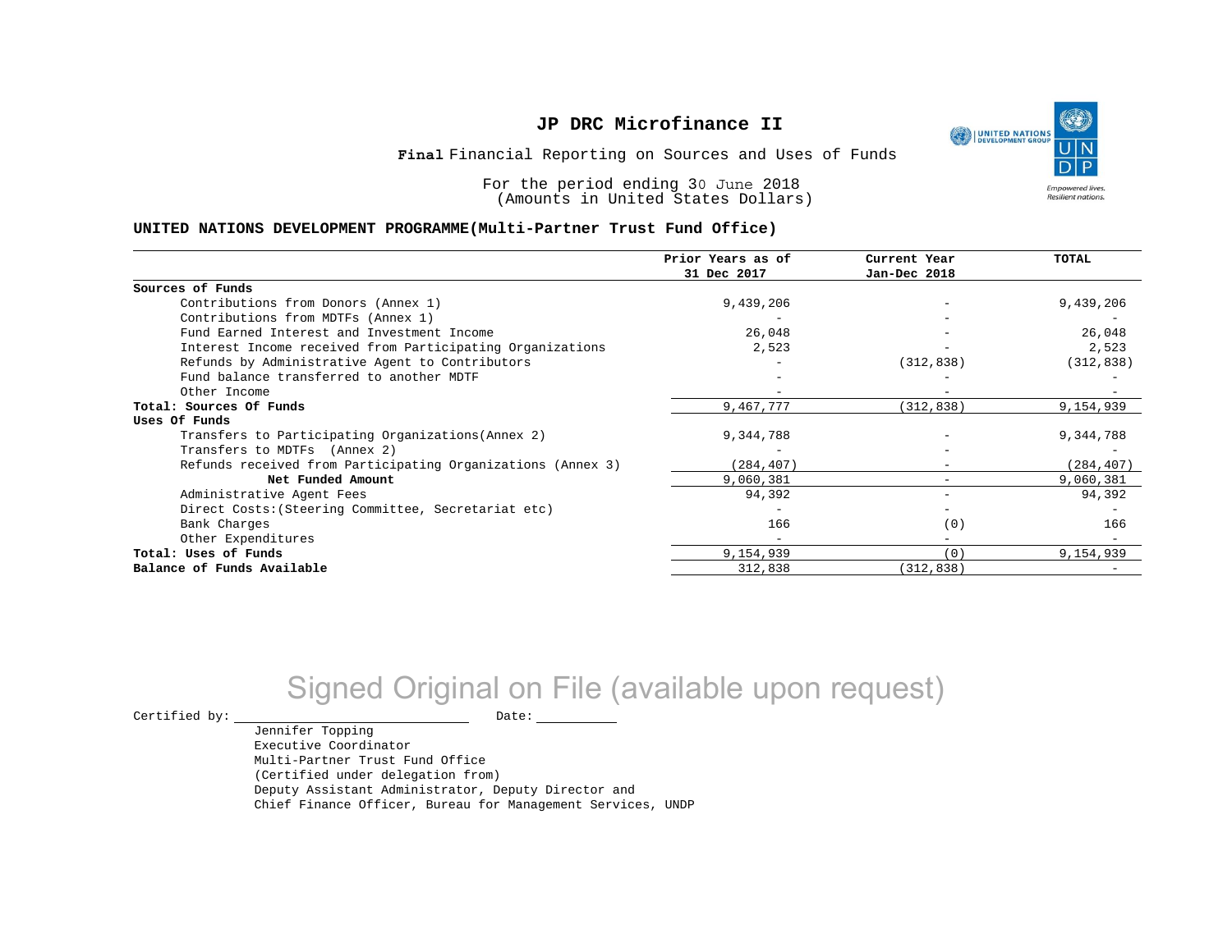# JP DRC Microfinance II

**Final** Financial Reporting on Sources and Uses of Funds

For the period ending 30 June 2018
(Amounts in United States Dollars)

**UNITED NATIONS DEVELOPMENT PROGRAMME(Multi-Partner Trust Fund Office)**

| | Prior Years as of 31 Dec 2017 | Current Year Jan-Dec 2018 | TOTAL |
|---|---|---|---|
| **Sources of Funds** | | | |
| Contributions from Donors (Annex 1) | 9,439,206 | - | 9,439,206 |
| Contributions from MDTFs (Annex 1) | - | - | - |
| Fund Earned Interest and Investment Income | 26,048 | - | 26,048 |
| Interest Income received from Participating Organizations | 2,523 | - | 2,523 |
| Refunds by Administrative Agent to Contributors | - | (312,838) | (312,838) |
| Fund balance transferred to another MDTF | - | - | - |
| Other Income | - | - | - |
| **Total: Sources Of Funds** | 9,467,777 | (312,838) | 9,154,939 |
| **Uses Of Funds** | | | |
| Transfers to Participating Organizations(Annex 2) | 9,344,788 | - | 9,344,788 |
| Transfers to MDTFs (Annex 2) | - | - | - |
| Refunds received from Participating Organizations (Annex 3) | (284,407) | - | (284,407) |
| **Net Funded Amount** | 9,060,381 | - | 9,060,381 |
| Administrative Agent Fees | 94,392 | - | 94,392 |
| Direct Costs:(Steering Committee, Secretariat etc) | - | - | - |
| Bank Charges | 166 | (0) | 166 |
| Other Expenditures | - | - | - |
| **Total: Uses of Funds** | 9,154,939 | (0) | 9,154,939 |
| **Balance of Funds Available** | 312,838 | (312,838) | - |

Signed Original on File (available upon request)

Certified by: \_\_\_\_\_\_\_\_\_\_\_\_\_\_\_\_\_\_\_\_\_\_\_\_ Date: \_\_\_\_\_\_\_\_\_\_

Jennifer Topping
Executive Coordinator
Multi-Partner Trust Fund Office
(Certified under delegation from)
Deputy Assistant Administrator, Deputy Director and
Chief Finance Officer, Bureau for Management Services, UNDP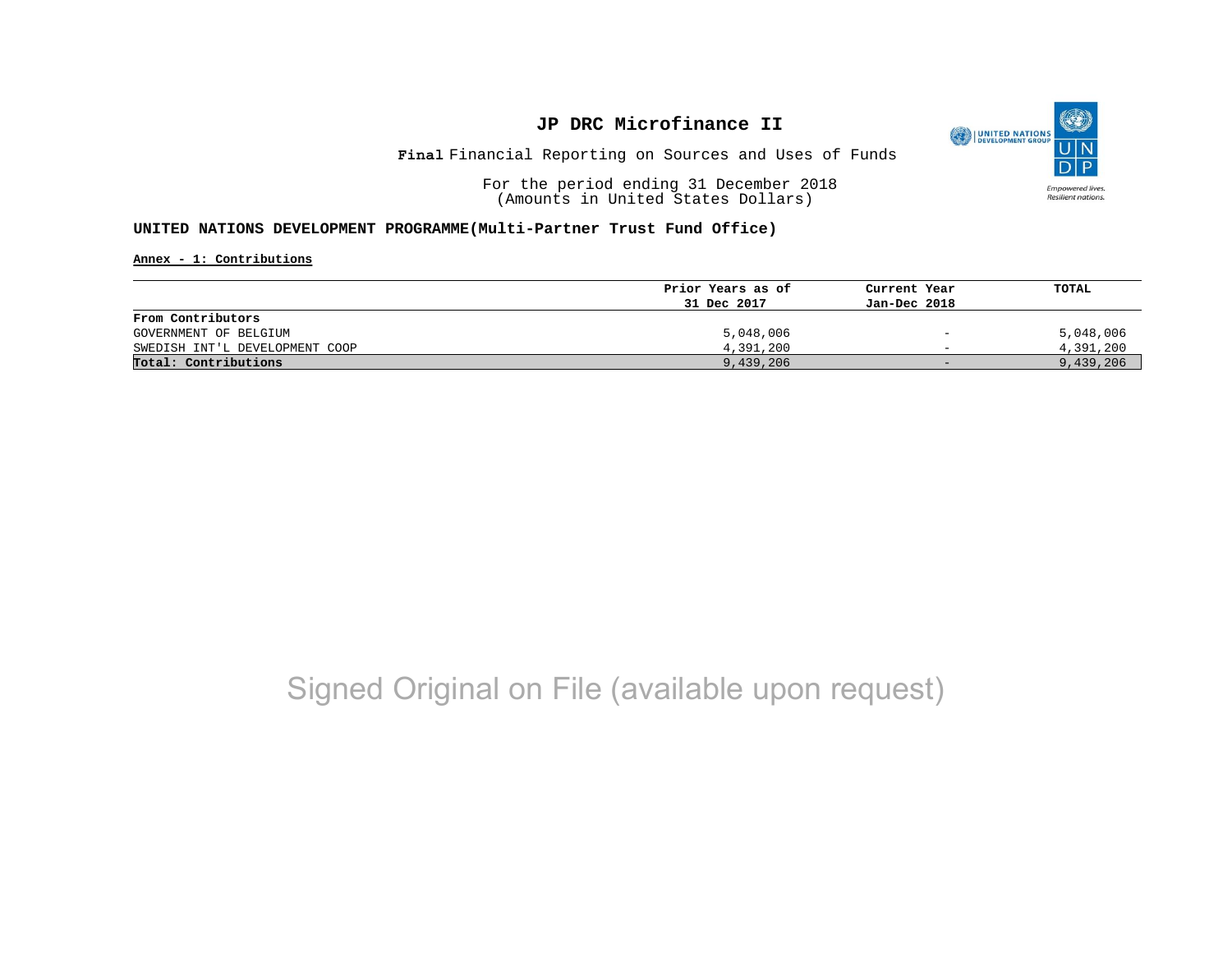# JP DRC Microfinance II

**Final** Financial Reporting on Sources and Uses of Funds

For the period ending 31 December 2018
(Amounts in United States Dollars)

**UNITED NATIONS DEVELOPMENT PROGRAMME(Multi-Partner Trust Fund Office)**

**Annex - 1: Contributions**

| | Prior Years as of 31 Dec 2017 | Current Year Jan-Dec 2018 | TOTAL |
|---|---|---|---|
| **From Contributors** | | | |
| GOVERNMENT OF BELGIUM | 5,048,006 | - | 5,048,006 |
| SWEDISH INT'L DEVELOPMENT COOP | 4,391,200 | - | 4,391,200 |
| **Total: Contributions** | 9,439,206 | - | 9,439,206 |

Signed Original on File (available upon request)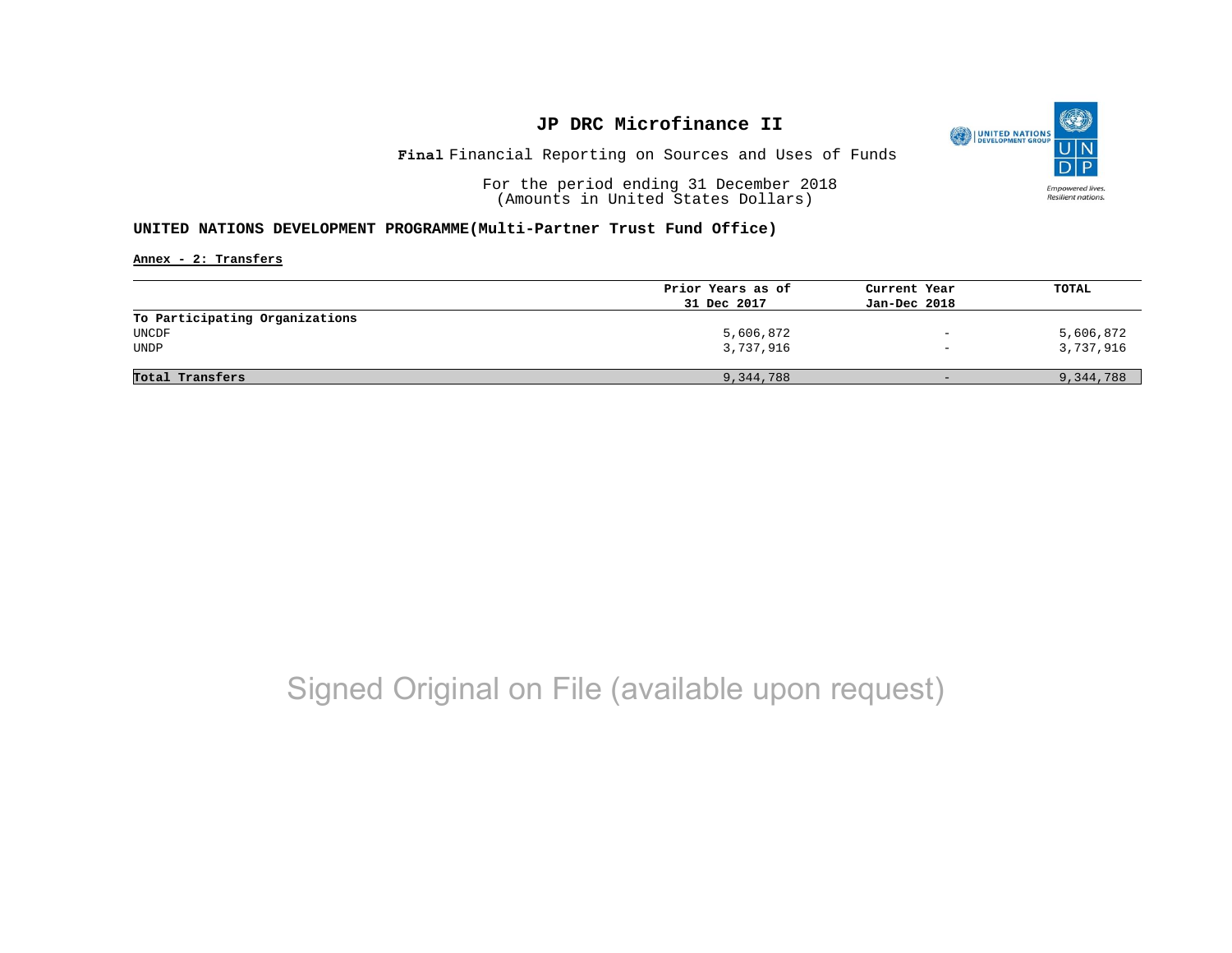# JP DRC Microfinance II

**Final** Financial Reporting on Sources and Uses of Funds

For the period ending 31 December 2018
(Amounts in United States Dollars)

**UNITED NATIONS DEVELOPMENT PROGRAMME(Multi-Partner Trust Fund Office)**

**Annex - 2: Transfers**

| | Prior Years as of 31 Dec 2017 | Current Year Jan-Dec 2018 | TOTAL |
|---|---|---|---|
| **To Participating Organizations** | | | |
| UNCDF | 5,606,872 | - | 5,606,872 |
| UNDP | 3,737,916 | - | 3,737,916 |
| **Total Transfers** | 9,344,788 | - | 9,344,788 |

Signed Original on File (available upon request)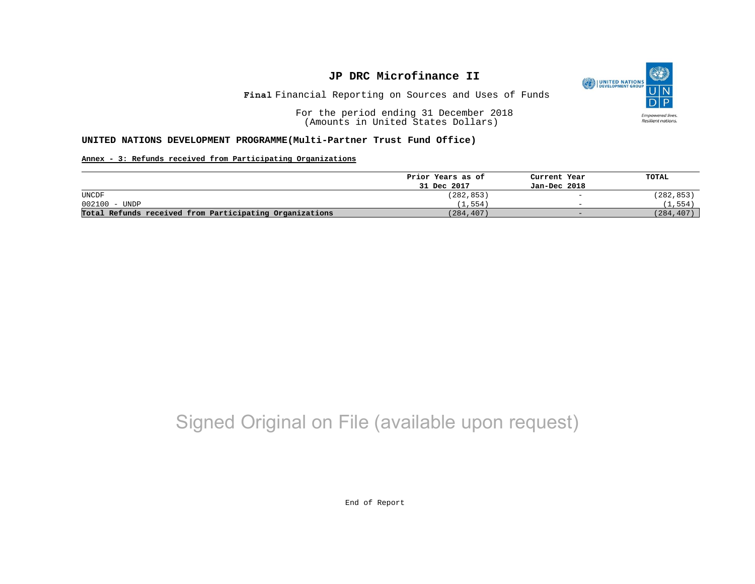# JP DRC Microfinance II

**Final** Financial Reporting on Sources and Uses of Funds

For the period ending 31 December 2018
(Amounts in United States Dollars)

**UNITED NATIONS DEVELOPMENT PROGRAMME(Multi-Partner Trust Fund Office)**

**Annex - 3: Refunds received from Participating Organizations**

| | Prior Years as of 31 Dec 2017 | Current Year Jan-Dec 2018 | TOTAL |
|---|---|---|---|
| UNCDF | (282,853) | - | (282,853) |
| 002100 - UNDP | (1,554) | - | (1,554) |
| **Total Refunds received from Participating Organizations** | (284,407) | - | (284,407) |

Signed Original on File (available upon request)

End of Report